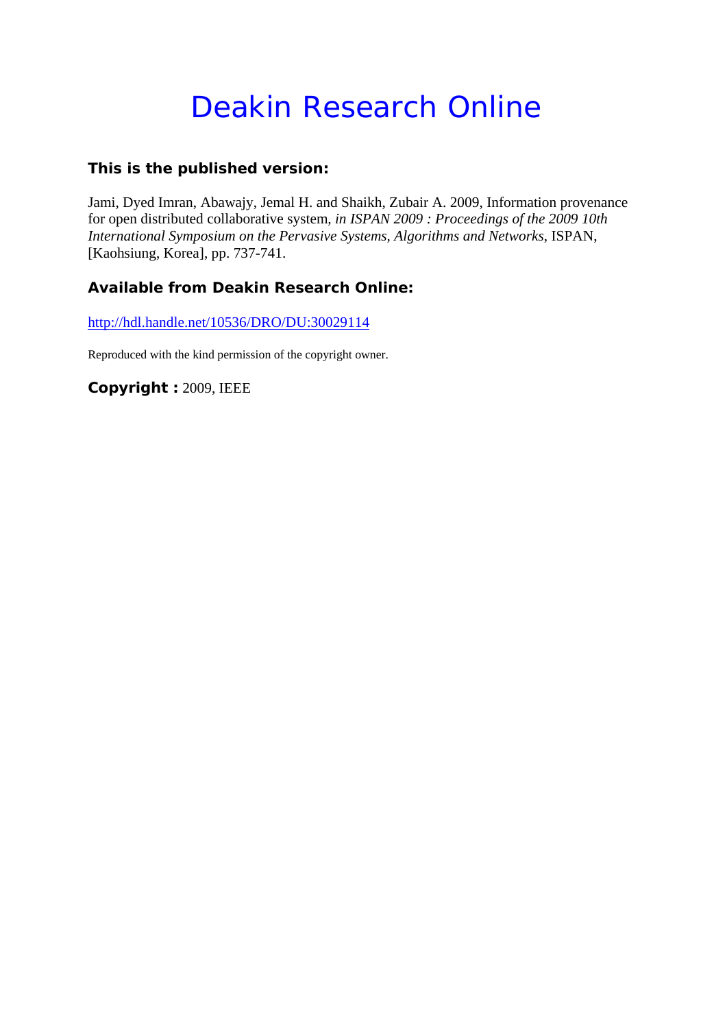# Deakin Research Online

### This is the published version:

Jami, Dyed Imran, Abawajy, Jemal H. and Shaikh, Zubair A. 2009, Information provenance for open distributed collaborative system*, in ISPAN 2009 : Proceedings of the 2009 10th International Symposium on the Pervasive Systems, Algorithms and Networks*, ISPAN, [Kaohsiung, Korea], pp. 737-741.

### Available from Deakin Research Online:

http://hdl.handle.net/10536/DRO/DU:30029114

Reproduced with the kind permission of the copyright owner.

**Copyright :** 2009, IEEE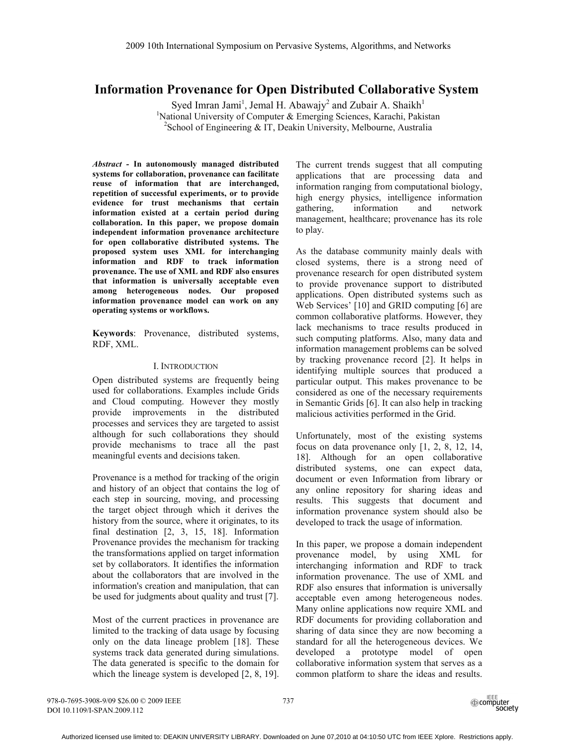# Information Provenance for Open Distributed Collaborative System

Syed Imran Jami[1], Jemal H. Abawajy[2] and Zubair A. Shaikh[1]

[1]National University of Computer & Emerging Sciences, Karachi, Pakistan

[2]School of Engineering & IT, Deakin University, Melbourne, Australia

***Abstract*** **- In autonomously managed distributed systems for collaboration, provenance can facilitate reuse of information that are interchanged, repetition of successful experiments, or to provide evidence for trust mechanisms that certain information existed at a certain period during collaboration. In this paper, we propose domain independent information provenance architecture for open collaborative distributed systems. The proposed system uses XML for interchanging information and RDF to track information provenance. The use of XML and RDF also ensures that information is universally acceptable even among heterogeneous nodes. Our proposed information provenance model can work on any operating systems or workflows.**

**Keywords**: Provenance, distributed systems, RDF, XML.

## I. Introduction

Open distributed systems are frequently being used for collaborations. Examples include Grids and Cloud computing. However they mostly provide improvements in the distributed processes and services they are targeted to assist although for such collaborations they should provide mechanisms to trace all the past meaningful events and decisions taken.

Provenance is a method for tracking of the origin and history of an object that contains the log of each step in sourcing, moving, and processing the target object through which it derives the history from the source, where it originates, to its final destination [2, 3, 15, 18]. Information Provenance provides the mechanism for tracking the transformations applied on target information set by collaborators. It identifies the information about the collaborators that are involved in the information's creation and manipulation, that can be used for judgments about quality and trust [7].

Most of the current practices in provenance are limited to the tracking of data usage by focusing only on the data lineage problem [18]. These systems track data generated during simulations. The data generated is specific to the domain for which the lineage system is developed [2, 8, 19]. The current trends suggest that all computing applications that are processing data and information ranging from computational biology, high energy physics, intelligence information gathering, information and network management, healthcare; provenance has its role to play.

As the database community mainly deals with closed systems, there is a strong need of provenance research for open distributed system to provide provenance support to distributed applications. Open distributed systems such as Web Services' [10] and GRID computing [6] are common collaborative platforms. However, they lack mechanisms to trace results produced in such computing platforms. Also, many data and information management problems can be solved by tracking provenance record [2]. It helps in identifying multiple sources that produced a particular output. This makes provenance to be considered as one of the necessary requirements in Semantic Grids [6]. It can also help in tracking malicious activities performed in the Grid.

Unfortunately, most of the existing systems focus on data provenance only [1, 2, 8, 12, 14, 18]. Although for an open collaborative distributed systems, one can expect data, document or even Information from library or any online repository for sharing ideas and results. This suggests that document and information provenance system should also be developed to track the usage of information.

In this paper, we propose a domain independent provenance model, by using XML for interchanging information and RDF to track information provenance. The use of XML and RDF also ensures that information is universally acceptable even among heterogeneous nodes. Many online applications now require XML and RDF documents for providing collaboration and sharing of data since they are now becoming a standard for all the heterogeneous devices. We developed a prototype model of open collaborative information system that serves as a common platform to share the ideas and results.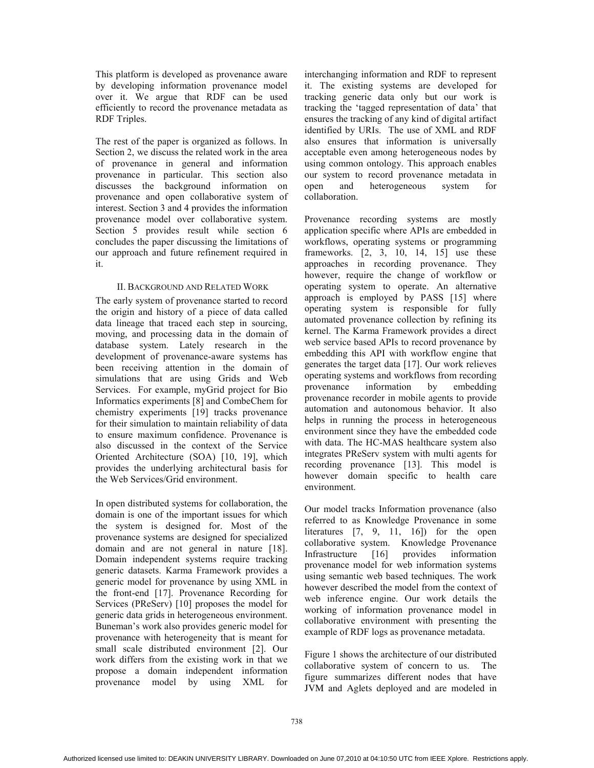This platform is developed as provenance aware by developing information provenance model over it. We argue that RDF can be used efficiently to record the provenance metadata as RDF Triples.

The rest of the paper is organized as follows. In Section 2, we discuss the related work in the area of provenance in general and information provenance in particular. This section also discusses the background information on provenance and open collaborative system of interest. Section 3 and 4 provides the information provenance model over collaborative system. Section 5 provides result while section 6 concludes the paper discussing the limitations of our approach and future refinement required in it.

## II. BACKGROUND AND RELATED WORK

The early system of provenance started to record the origin and history of a piece of data called data lineage that traced each step in sourcing, moving, and processing data in the domain of database system. Lately research in the development of provenance-aware systems has been receiving attention in the domain of simulations that are using Grids and Web Services. For example, myGrid project for Bio Informatics experiments [8] and CombeChem for chemistry experiments [19] tracks provenance for their simulation to maintain reliability of data to ensure maximum confidence. Provenance is also discussed in the context of the Service Oriented Architecture (SOA) [10, 19], which provides the underlying architectural basis for the Web Services/Grid environment.

In open distributed systems for collaboration, the domain is one of the important issues for which the system is designed for. Most of the provenance systems are designed for specialized domain and are not general in nature [18]. Domain independent systems require tracking generic datasets. Karma Framework provides a generic model for provenance by using XML in the front-end [17]. Provenance Recording for Services (PReServ) [10] proposes the model for generic data grids in heterogeneous environment. Buneman's work also provides generic model for provenance with heterogeneity that is meant for small scale distributed environment [2]. Our work differs from the existing work in that we propose a domain independent information provenance model by using XML for interchanging information and RDF to represent it. The existing systems are developed for tracking generic data only but our work is tracking the 'tagged representation of data' that ensures the tracking of any kind of digital artifact identified by URIs. The use of XML and RDF also ensures that information is universally acceptable even among heterogeneous nodes by using common ontology. This approach enables our system to record provenance metadata in open and heterogeneous system for collaboration.

Provenance recording systems are mostly application specific where APIs are embedded in workflows, operating systems or programming frameworks. [2, 3, 10, 14, 15] use these approaches in recording provenance. They however, require the change of workflow or operating system to operate. An alternative approach is employed by PASS [15] where operating system is responsible for fully automated provenance collection by refining its kernel. The Karma Framework provides a direct web service based APIs to record provenance by embedding this API with workflow engine that generates the target data [17]. Our work relieves operating systems and workflows from recording provenance information by embedding provenance recorder in mobile agents to provide automation and autonomous behavior. It also helps in running the process in heterogeneous environment since they have the embedded code with data. The HC-MAS healthcare system also integrates PReServ system with multi agents for recording provenance [13]. This model is however domain specific to health care environment.

Our model tracks Information provenance (also referred to as Knowledge Provenance in some literatures [7, 9, 11, 16]) for the open collaborative system. Knowledge Provenance Infrastructure [16] provides information provenance model for web information systems using semantic web based techniques. The work however described the model from the context of web inference engine. Our work details the working of information provenance model in collaborative environment with presenting the example of RDF logs as provenance metadata.

Figure 1 shows the architecture of our distributed collaborative system of concern to us. The figure summarizes different nodes that have JVM and Aglets deployed and are modeled in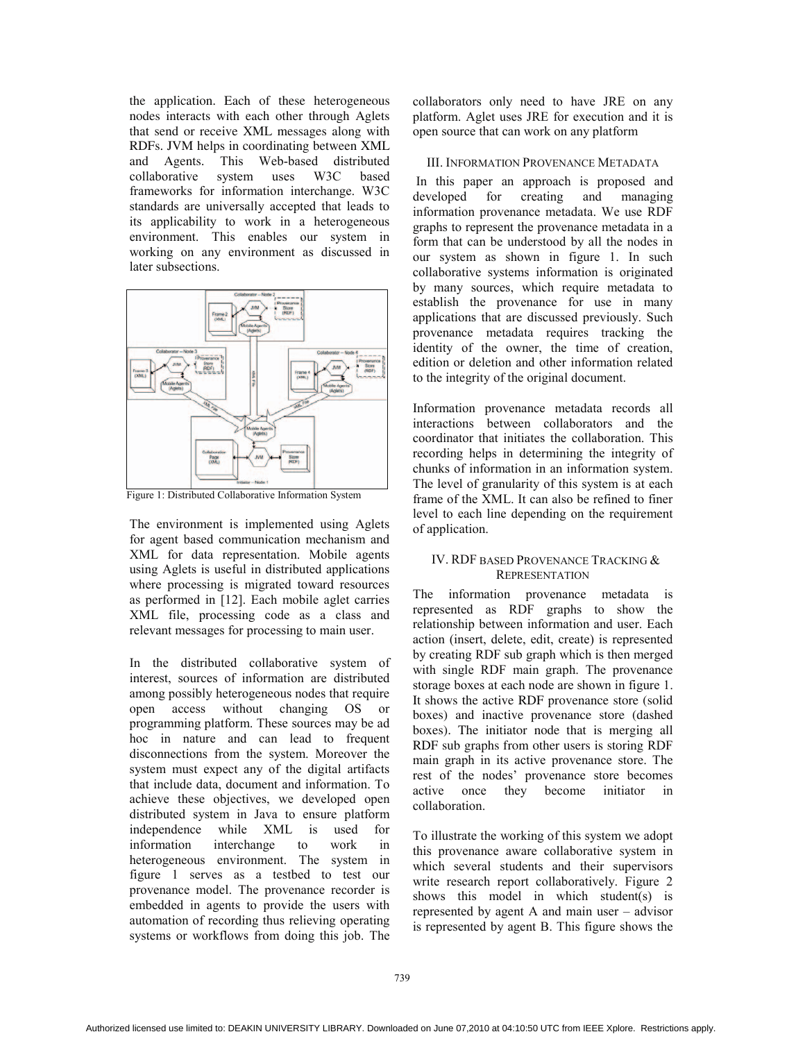the application. Each of these heterogeneous nodes interacts with each other through Aglets that send or receive XML messages along with RDFs. JVM helps in coordinating between XML and Agents. This Web-based distributed collaborative system uses W3C based frameworks for information interchange. W3C standards are universally accepted that leads to its applicability to work in a heterogeneous environment. This enables our system in working on any environment as discussed in later subsections.

Figure 1: Distributed Collaborative Information System

The environment is implemented using Aglets for agent based communication mechanism and XML for data representation. Mobile agents using Aglets is useful in distributed applications where processing is migrated toward resources as performed in [12]. Each mobile aglet carries XML file, processing code as a class and relevant messages for processing to main user.

In the distributed collaborative system of interest, sources of information are distributed among possibly heterogeneous nodes that require open access without changing OS or programming platform. These sources may be ad hoc in nature and can lead to frequent disconnections from the system. Moreover the system must expect any of the digital artifacts that include data, document and information. To achieve these objectives, we developed open distributed system in Java to ensure platform independence while XML is used for information interchange to work in heterogeneous environment. The system in figure 1 serves as a testbed to test our provenance model. The provenance recorder is embedded in agents to provide the users with automation of recording thus relieving operating systems or workflows from doing this job. The collaborators only need to have JRE on any platform. Aglet uses JRE for execution and it is open source that can work on any platform

## III. Information Provenance Metadata

In this paper an approach is proposed and developed for creating and managing information provenance metadata. We use RDF graphs to represent the provenance metadata in a form that can be understood by all the nodes in our system as shown in figure 1. In such collaborative systems information is originated by many sources, which require metadata to establish the provenance for use in many applications that are discussed previously. Such provenance metadata requires tracking the identity of the owner, the time of creation, edition or deletion and other information related to the integrity of the original document.

Information provenance metadata records all interactions between collaborators and the coordinator that initiates the collaboration. This recording helps in determining the integrity of chunks of information in an information system. The level of granularity of this system is at each frame of the XML. It can also be refined to finer level to each line depending on the requirement of application.

## IV. RDF based Provenance Tracking & Representation

The information provenance metadata is represented as RDF graphs to show the relationship between information and user. Each action (insert, delete, edit, create) is represented by creating RDF sub graph which is then merged with single RDF main graph. The provenance storage boxes at each node are shown in figure 1. It shows the active RDF provenance store (solid boxes) and inactive provenance store (dashed boxes). The initiator node that is merging all RDF sub graphs from other users is storing RDF main graph in its active provenance store. The rest of the nodes' provenance store becomes active once they become initiator in collaboration.

To illustrate the working of this system we adopt this provenance aware collaborative system in which several students and their supervisors write research report collaboratively. Figure 2 shows this model in which student(s) is represented by agent A and main user – advisor is represented by agent B. This figure shows the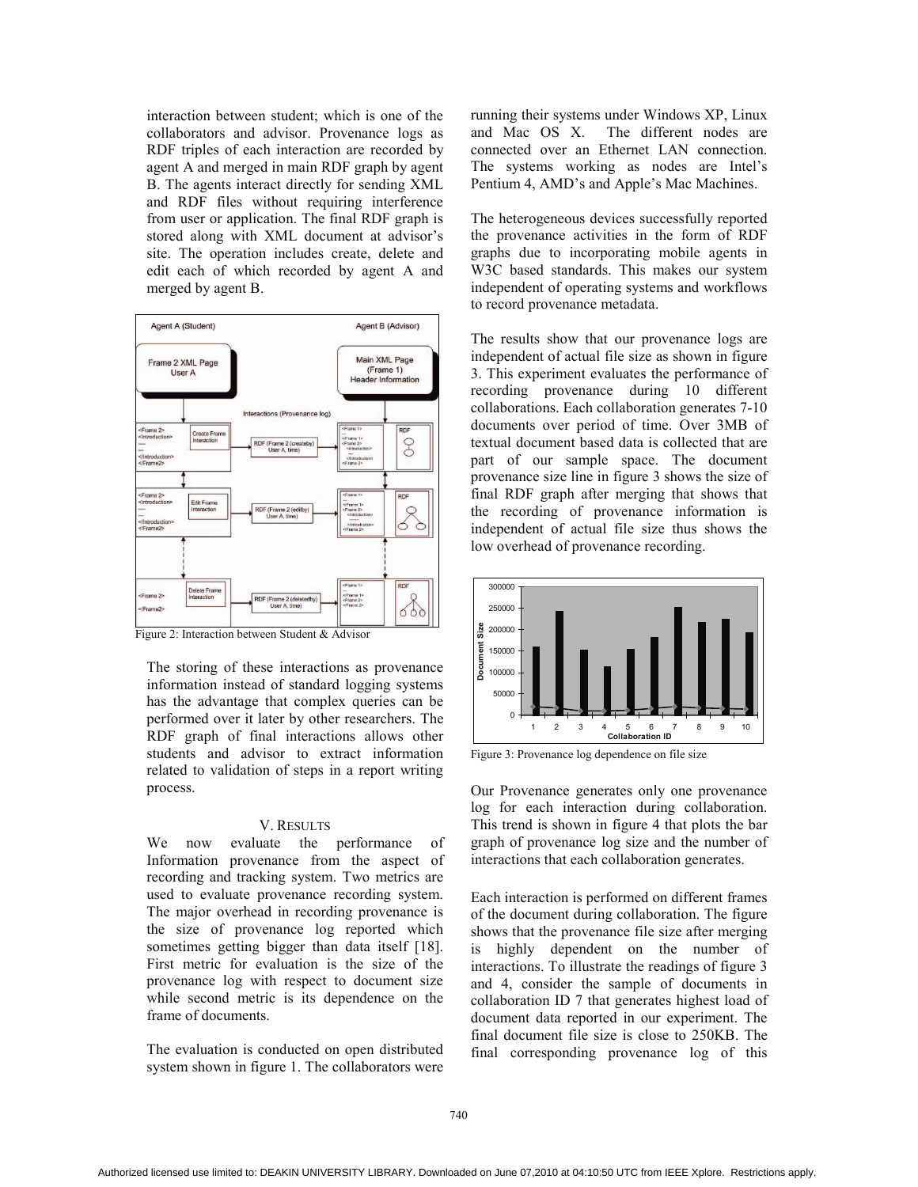interaction between student; which is one of the collaborators and advisor. Provenance logs as RDF triples of each interaction are recorded by agent A and merged in main RDF graph by agent B. The agents interact directly for sending XML and RDF files without requiring interference from user or application. The final RDF graph is stored along with XML document at advisor's site. The operation includes create, delete and edit each of which recorded by agent A and merged by agent B.

Figure 2: Interaction between Student & Advisor

The storing of these interactions as provenance information instead of standard logging systems has the advantage that complex queries can be performed over it later by other researchers. The RDF graph of final interactions allows other students and advisor to extract information related to validation of steps in a report writing process.

## V. RESULTS

We now evaluate the performance of Information provenance from the aspect of recording and tracking system. Two metrics are used to evaluate provenance recording system. The major overhead in recording provenance is the size of provenance log reported which sometimes getting bigger than data itself [18]. First metric for evaluation is the size of the provenance log with respect to document size while second metric is its dependence on the frame of documents.

The evaluation is conducted on open distributed system shown in figure 1. The collaborators were running their systems under Windows XP, Linux and Mac OS X. The different nodes are connected over an Ethernet LAN connection. The systems working as nodes are Intel's Pentium 4, AMD's and Apple's Mac Machines.

The heterogeneous devices successfully reported the provenance activities in the form of RDF graphs due to incorporating mobile agents in W3C based standards. This makes our system independent of operating systems and workflows to record provenance metadata.

The results show that our provenance logs are independent of actual file size as shown in figure 3. This experiment evaluates the performance of recording provenance during 10 different collaborations. Each collaboration generates 7-10 documents over period of time. Over 3MB of textual document based data is collected that are part of our sample space. The document provenance size line in figure 3 shows the size of final RDF graph after merging that shows that the recording of provenance information is independent of actual file size thus shows the low overhead of provenance recording.

Figure 3: Provenance log dependence on file size

Our Provenance generates only one provenance log for each interaction during collaboration. This trend is shown in figure 4 that plots the bar graph of provenance log size and the number of interactions that each collaboration generates.

Each interaction is performed on different frames of the document during collaboration. The figure shows that the provenance file size after merging is highly dependent on the number of interactions. To illustrate the readings of figure 3 and 4, consider the sample of documents in collaboration ID 7 that generates highest load of document data reported in our experiment. The final document file size is close to 250KB. The final corresponding provenance log of this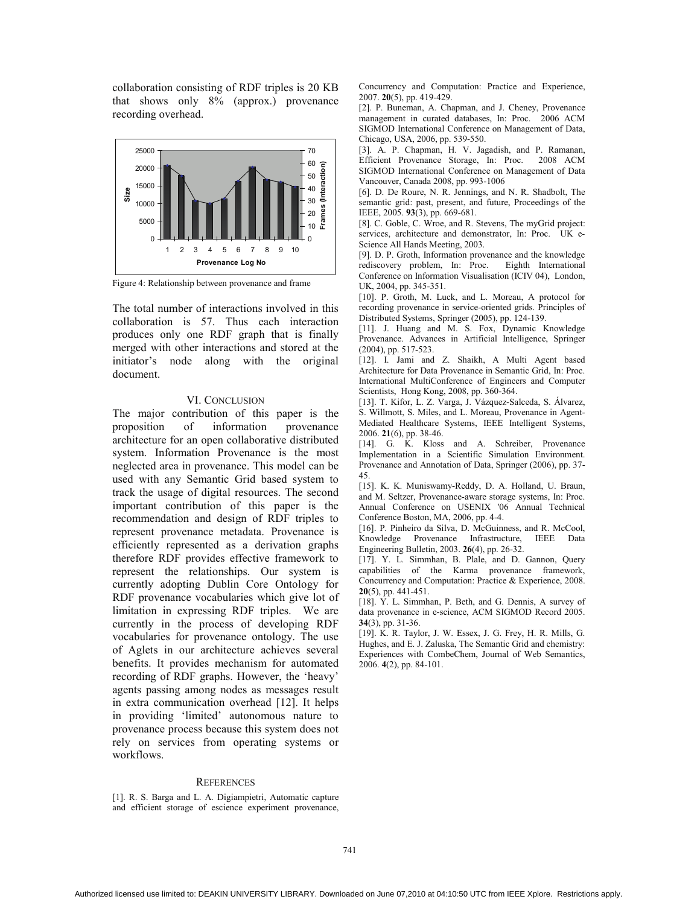collaboration consisting of RDF triples is 20 KB that shows only 8% (approx.) provenance recording overhead.

25000
20000
15000
10000
5000
0

Size

70
60
50
40
30
20
10
0

Frames (Interaction)

1 2 3 4 5 6 7 8 9 10

Provenance Log No

Figure 4: Relationship between provenance and frame

The total number of interactions involved in this collaboration is 57. Thus each interaction produces only one RDF graph that is finally merged with other interactions and stored at the initiator's node along with the original document.

## VI. Conclusion

The major contribution of this paper is the proposition of information provenance architecture for an open collaborative distributed system. Information Provenance is the most neglected area in provenance. This model can be used with any Semantic Grid based system to track the usage of digital resources. The second important contribution of this paper is the recommendation and design of RDF triples to represent provenance metadata. Provenance is efficiently represented as a derivation graphs therefore RDF provides effective framework to represent the relationships. Our system is currently adopting Dublin Core Ontology for RDF provenance vocabularies which give lot of limitation in expressing RDF triples. We are currently in the process of developing RDF vocabularies for provenance ontology. The use of Aglets in our architecture achieves several benefits. It provides mechanism for automated recording of RDF graphs. However, the 'heavy' agents passing among nodes as messages result in extra communication overhead [12]. It helps in providing 'limited' autonomous nature to provenance process because this system does not rely on services from operating systems or workflows.

## References

[1]. R. S. Barga and L. A. Digiampietri, Automatic capture and efficient storage of escience experiment provenance, Concurrency and Computation: Practice and Experience, 2007. **20**(5), pp. 419-429.

[2]. P. Buneman, A. Chapman, and J. Cheney, Provenance management in curated databases, In: Proc. 2006 ACM SIGMOD International Conference on Management of Data, Chicago, USA, 2006, pp. 539-550.

[3]. A. P. Chapman, H. V. Jagadish, and P. Ramanan, Efficient Provenance Storage, In: Proc. 2008 ACM SIGMOD International Conference on Management of Data Vancouver, Canada 2008, pp. 993-1006

[6]. D. De Roure, N. R. Jennings, and N. R. Shadbolt, The semantic grid: past, present, and future, Proceedings of the IEEE, 2005. **93**(3), pp. 669-681.

[8]. C. Goble, C. Wroe, and R. Stevens, The myGrid project: services, architecture and demonstrator, In: Proc. UK e-Science All Hands Meeting, 2003.

[9]. D. P. Groth, Information provenance and the knowledge rediscovery problem, In: Proc. Eighth International Conference on Information Visualisation (ICIV 04), London, UK, 2004, pp. 345-351.

[10]. P. Groth, M. Luck, and L. Moreau, A protocol for recording provenance in service-oriented grids. Principles of Distributed Systems, Springer (2005), pp. 124-139.

[11]. J. Huang and M. S. Fox, Dynamic Knowledge Provenance. Advances in Artificial Intelligence, Springer (2004), pp. 517-523.

[12]. I. Jami and Z. Shaikh, A Multi Agent based Architecture for Data Provenance in Semantic Grid, In: Proc. International MultiConference of Engineers and Computer Scientists, Hong Kong, 2008, pp. 360-364.

[13]. T. Kifor, L. Z. Varga, J. Vázquez-Salceda, S. Álvarez, S. Willmott, S. Miles, and L. Moreau, Provenance in Agent-Mediated Healthcare Systems, IEEE Intelligent Systems, 2006. **21**(6), pp. 38-46.

[14]. G. K. Kloss and A. Schreiber, Provenance Implementation in a Scientific Simulation Environment. Provenance and Annotation of Data, Springer (2006), pp. 37-45.

[15]. K. K. Muniswamy-Reddy, D. A. Holland, U. Braun, and M. Seltzer, Provenance-aware storage systems, In: Proc. Annual Conference on USENIX '06 Annual Technical Conference Boston, MA, 2006, pp. 4-4.

[16]. P. Pinheiro da Silva, D. McGuinness, and R. McCool, Knowledge Provenance Infrastructure, IEEE Data Engineering Bulletin, 2003. **26**(4), pp. 26-32.

[17]. Y. L. Simmhan, B. Plale, and D. Gannon, Query capabilities of the Karma provenance framework, Concurrency and Computation: Practice & Experience, 2008. **20**(5), pp. 441-451.

[18]. Y. L. Simmhan, P. Beth, and G. Dennis, A survey of data provenance in e-science, ACM SIGMOD Record 2005. **34**(3), pp. 31-36.

[19]. K. R. Taylor, J. W. Essex, J. G. Frey, H. R. Mills, G. Hughes, and E. J. Zaluska, The Semantic Grid and chemistry: Experiences with CombeChem, Journal of Web Semantics, 2006. **4**(2), pp. 84-101.